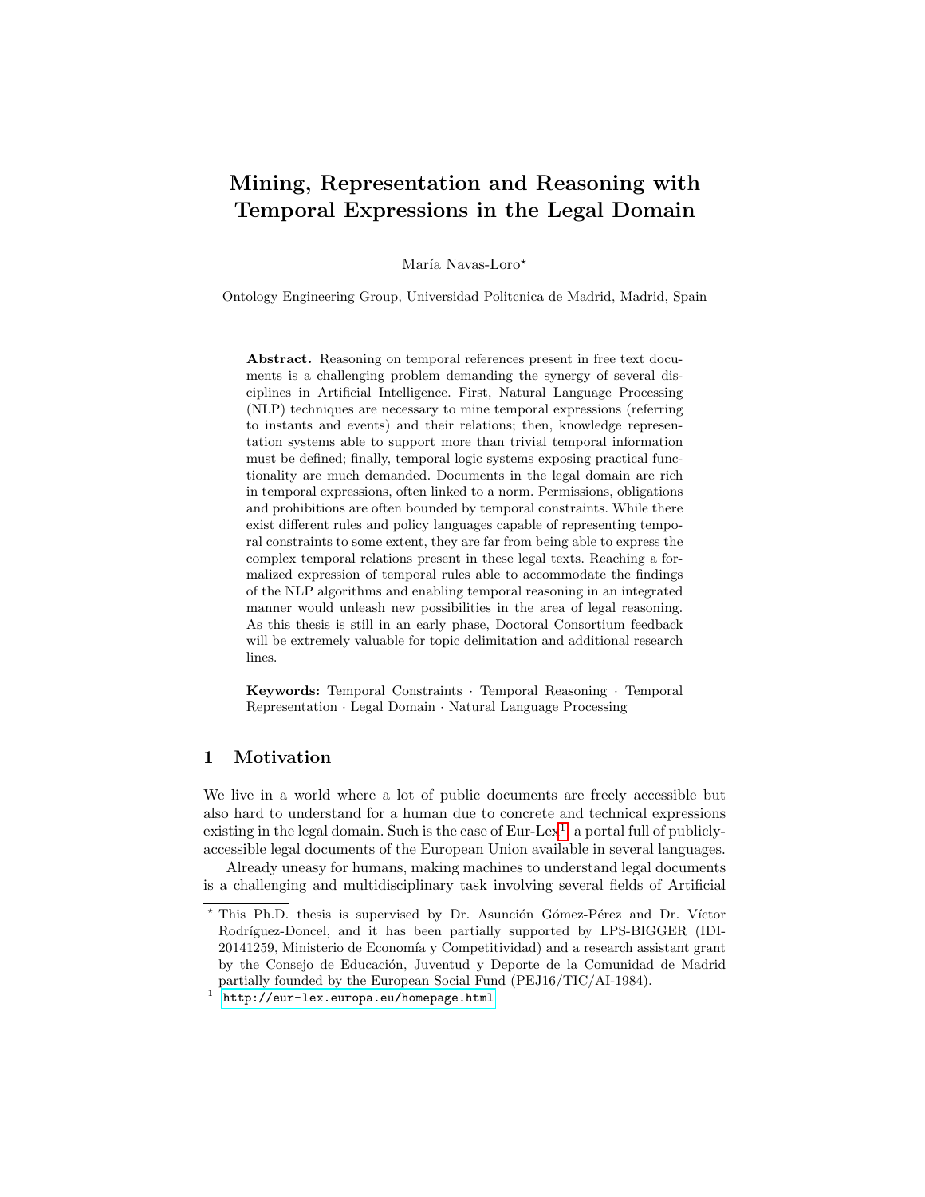# Mining, Representation and Reasoning with Temporal Expressions in the Legal Domain

María Navas-Loro*

Ontology Engineering Group, Universidad Politcnica de Madrid, Madrid, Spain

**Abstract.** Reasoning on temporal references present in free text documents is a challenging problem demanding the synergy of several disciplines in Artificial Intelligence. First, Natural Language Processing (NLP) techniques are necessary to mine temporal expressions (referring to instants and events) and their relations; then, knowledge representation systems able to support more than trivial temporal information must be defined; finally, temporal logic systems exposing practical functionality are much demanded. Documents in the legal domain are rich in temporal expressions, often linked to a norm. Permissions, obligations and prohibitions are often bounded by temporal constraints. While there exist different rules and policy languages capable of representing temporal constraints to some extent, they are far from being able to express the complex temporal relations present in these legal texts. Reaching a formalized expression of temporal rules able to accommodate the findings of the NLP algorithms and enabling temporal reasoning in an integrated manner would unleash new possibilities in the area of legal reasoning. As this thesis is still in an early phase, Doctoral Consortium feedback will be extremely valuable for topic delimitation and additional research lines.

**Keywords:** Temporal Constraints · Temporal Reasoning · Temporal Representation · Legal Domain · Natural Language Processing

## 1 Motivation

We live in a world where a lot of public documents are freely accessible but also hard to understand for a human due to concrete and technical expressions existing in the legal domain. Such is the case of Eur-Lex[1], a portal full of publicly-accessible legal documents of the European Union available in several languages.

Already uneasy for humans, making machines to understand legal documents is a challenging and multidisciplinary task involving several fields of Artificial

---

* This Ph.D. thesis is supervised by Dr. Asunción Gómez-Pérez and Dr. Víctor Rodríguez-Doncel, and it has been partially supported by LPS-BIGGER (IDI-20141259, Ministerio de Economía y Competitividad) and a research assistant grant by the Consejo de Educación, Juventud y Deporte de la Comunidad de Madrid partially founded by the European Social Fund (PEJ16/TIC/AI-1984).

[1] http://eur-lex.europa.eu/homepage.html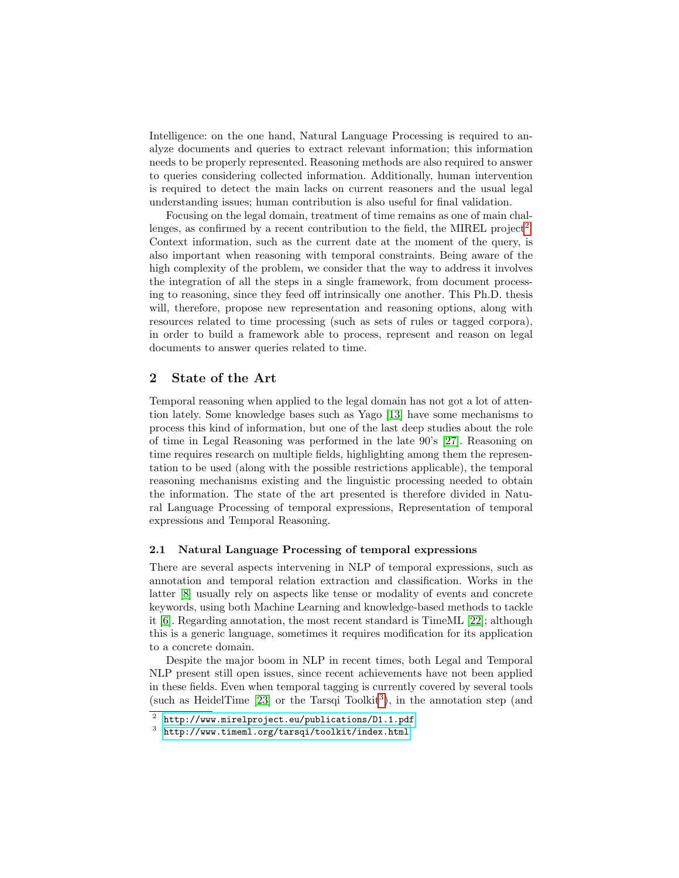Intelligence: on the one hand, Natural Language Processing is required to analyze documents and queries to extract relevant information; this information needs to be properly represented. Reasoning methods are also required to answer to queries considering collected information. Additionally, human intervention is required to detect the main lacks on current reasoners and the usual legal understanding issues; human contribution is also useful for final validation.

Focusing on the legal domain, treatment of time remains as one of main challenges, as confirmed by a recent contribution to the field, the MIREL project[2]. Context information, such as the current date at the moment of the query, is also important when reasoning with temporal constraints. Being aware of the high complexity of the problem, we consider that the way to address it involves the integration of all the steps in a single framework, from document processing to reasoning, since they feed off intrinsically one another. This Ph.D. thesis will, therefore, propose new representation and reasoning options, along with resources related to time processing (such as sets of rules or tagged corpora), in order to build a framework able to process, represent and reason on legal documents to answer queries related to time.

## 2 State of the Art

Temporal reasoning when applied to the legal domain has not got a lot of attention lately. Some knowledge bases such as Yago [13] have some mechanisms to process this kind of information, but one of the last deep studies about the role of time in Legal Reasoning was performed in the late 90's [27]. Reasoning on time requires research on multiple fields, highlighting among them the representation to be used (along with the possible restrictions applicable), the temporal reasoning mechanisms existing and the linguistic processing needed to obtain the information. The state of the art presented is therefore divided in Natural Language Processing of temporal expressions, Representation of temporal expressions and Temporal Reasoning.

### 2.1 Natural Language Processing of temporal expressions

There are several aspects intervening in NLP of temporal expressions, such as annotation and temporal relation extraction and classification. Works in the latter [8] usually rely on aspects like tense or modality of events and concrete keywords, using both Machine Learning and knowledge-based methods to tackle it [6]. Regarding annotation, the most recent standard is TimeML [22]; although this is a generic language, sometimes it requires modification for its application to a concrete domain.

Despite the major boom in NLP in recent times, both Legal and Temporal NLP present still open issues, since recent achievements have not been applied in these fields. Even when temporal tagging is currently covered by several tools (such as HeidelTime [23] or the Tarsqi Toolkit[3]), in the annotation step (and

[2] http://www.mirelproject.eu/publications/D1.1.pdf

[3] http://www.timeml.org/tarsqi/toolkit/index.html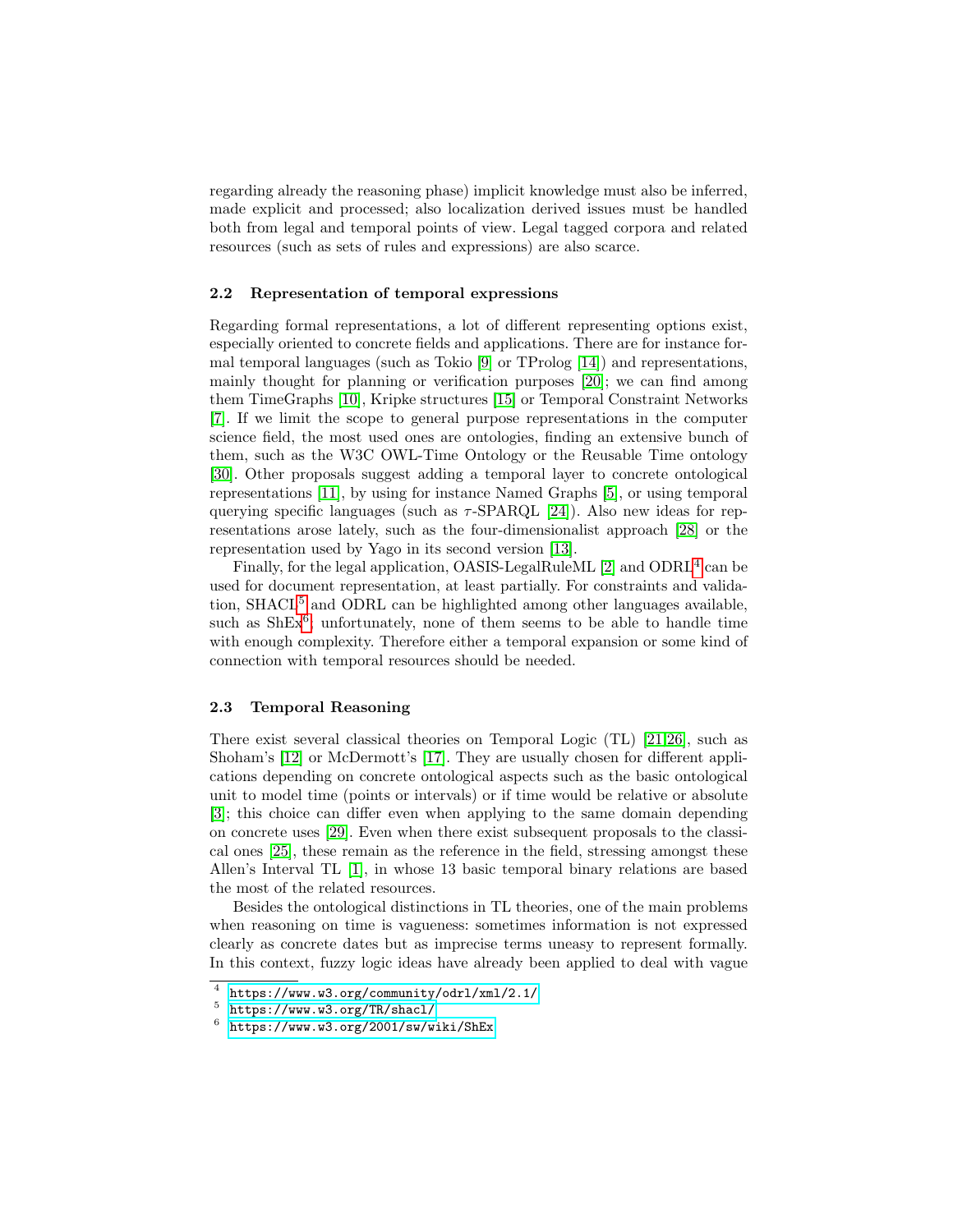regarding already the reasoning phase) implicit knowledge must also be inferred, made explicit and processed; also localization derived issues must be handled both from legal and temporal points of view. Legal tagged corpora and related resources (such as sets of rules and expressions) are also scarce.

### 2.2 Representation of temporal expressions

Regarding formal representations, a lot of different representing options exist, especially oriented to concrete fields and applications. There are for instance formal temporal languages (such as Tokio [9] or TProlog [14]) and representations, mainly thought for planning or verification purposes [20]; we can find among them TimeGraphs [10], Kripke structures [15] or Temporal Constraint Networks [7]. If we limit the scope to general purpose representations in the computer science field, the most used ones are ontologies, finding an extensive bunch of them, such as the W3C OWL-Time Ontology or the Reusable Time ontology [30]. Other proposals suggest adding a temporal layer to concrete ontological representations [11], by using for instance Named Graphs [5], or using temporal querying specific languages (such as $\tau$-SPARQL [24]). Also new ideas for representations arose lately, such as the four-dimensionalist approach [28] or the representation used by Yago in its second version [13].

Finally, for the legal application, OASIS-LegalRuleML [2] and ODRL[4] can be used for document representation, at least partially. For constraints and validation, SHACL[5] and ODRL can be highlighted among other languages available, such as ShEx[6]; unfortunately, none of them seems to be able to handle time with enough complexity. Therefore either a temporal expansion or some kind of connection with temporal resources should be needed.

### 2.3 Temporal Reasoning

There exist several classical theories on Temporal Logic (TL) [21,26], such as Shoham's [12] or McDermott's [17]. They are usually chosen for different applications depending on concrete ontological aspects such as the basic ontological unit to model time (points or intervals) or if time would be relative or absolute [3]; this choice can differ even when applying to the same domain depending on concrete uses [29]. Even when there exist subsequent proposals to the classical ones [25], these remain as the reference in the field, stressing amongst these Allen's Interval TL [1], in whose 13 basic temporal binary relations are based the most of the related resources.

Besides the ontological distinctions in TL theories, one of the main problems when reasoning on time is vagueness: sometimes information is not expressed clearly as concrete dates but as imprecise terms uneasy to represent formally. In this context, fuzzy logic ideas have already been applied to deal with vague

[4] https://www.w3.org/community/odrl/xml/2.1/

[5] https://www.w3.org/TR/shacl/

[6] https://www.w3.org/2001/sw/wiki/ShEx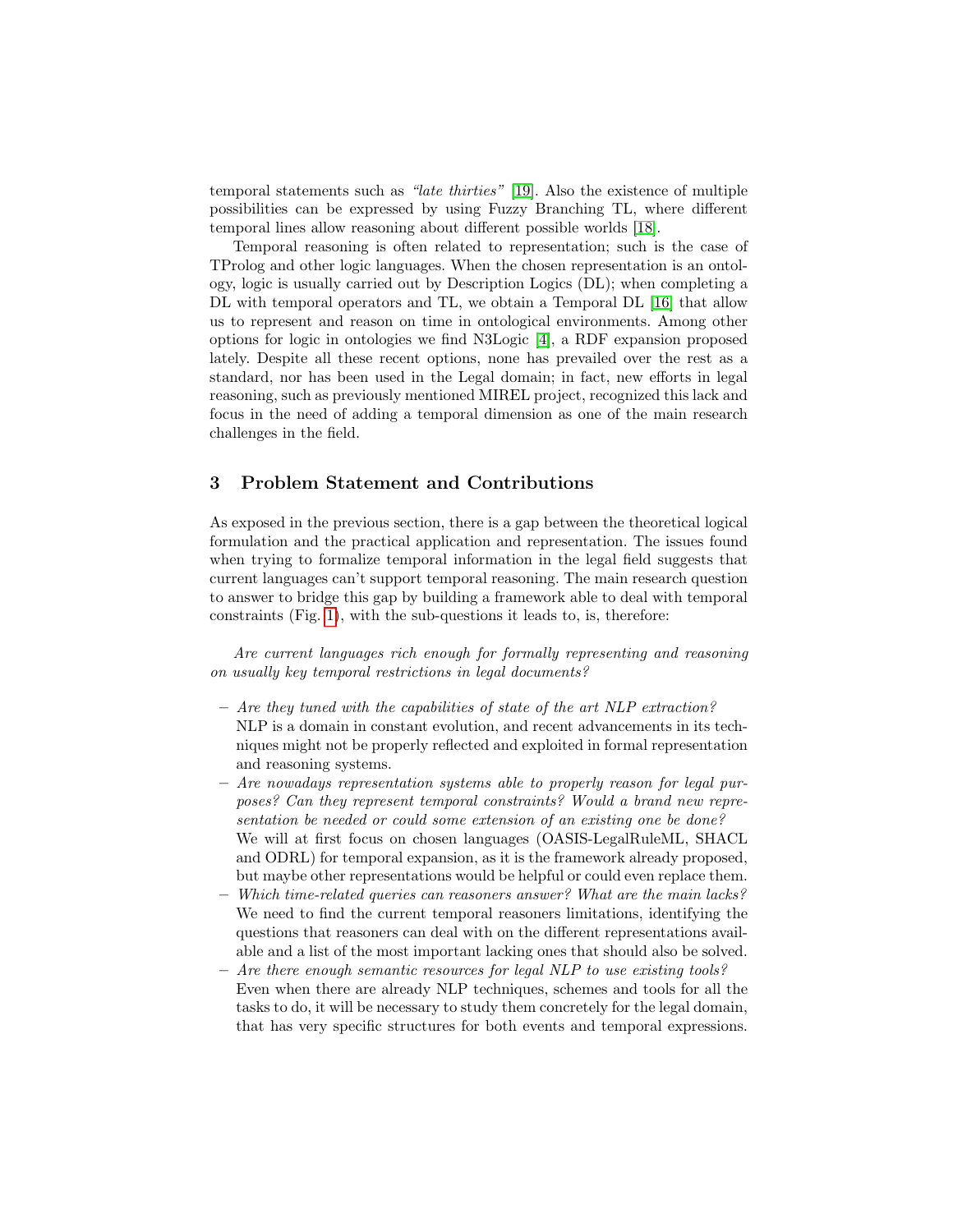temporal statements such as *"late thirties"* [19]. Also the existence of multiple possibilities can be expressed by using Fuzzy Branching TL, where different temporal lines allow reasoning about different possible worlds [18].

Temporal reasoning is often related to representation; such is the case of TProlog and other logic languages. When the chosen representation is an ontology, logic is usually carried out by Description Logics (DL); when completing a DL with temporal operators and TL, we obtain a Temporal DL [16] that allow us to represent and reason on time in ontological environments. Among other options for logic in ontologies we find N3Logic [4], a RDF expansion proposed lately. Despite all these recent options, none has prevailed over the rest as a standard, nor has been used in the Legal domain; in fact, new efforts in legal reasoning, such as previously mentioned MIREL project, recognized this lack and focus in the need of adding a temporal dimension as one of the main research challenges in the field.

## 3 Problem Statement and Contributions

As exposed in the previous section, there is a gap between the theoretical logical formulation and the practical application and representation. The issues found when trying to formalize temporal information in the legal field suggests that current languages can't support temporal reasoning. The main research question to answer to bridge this gap by building a framework able to deal with temporal constraints (Fig. 1), with the sub-questions it leads to, is, therefore:

*Are current languages rich enough for formally representing and reasoning on usually key temporal restrictions in legal documents?*

- *Are they tuned with the capabilities of state of the art NLP extraction?* NLP is a domain in constant evolution, and recent advancements in its techniques might not be properly reflected and exploited in formal representation and reasoning systems.
- *Are nowadays representation systems able to properly reason for legal purposes? Can they represent temporal constraints? Would a brand new representation be needed or could some extension of an existing one be done?* We will at first focus on chosen languages (OASIS-LegalRuleML, SHACL and ODRL) for temporal expansion, as it is the framework already proposed, but maybe other representations would be helpful or could even replace them.
- *Which time-related queries can reasoners answer? What are the main lacks?* We need to find the current temporal reasoners limitations, identifying the questions that reasoners can deal with on the different representations available and a list of the most important lacking ones that should also be solved.
- *Are there enough semantic resources for legal NLP to use existing tools?* Even when there are already NLP techniques, schemes and tools for all the tasks to do, it will be necessary to study them concretely for the legal domain, that has very specific structures for both events and temporal expressions.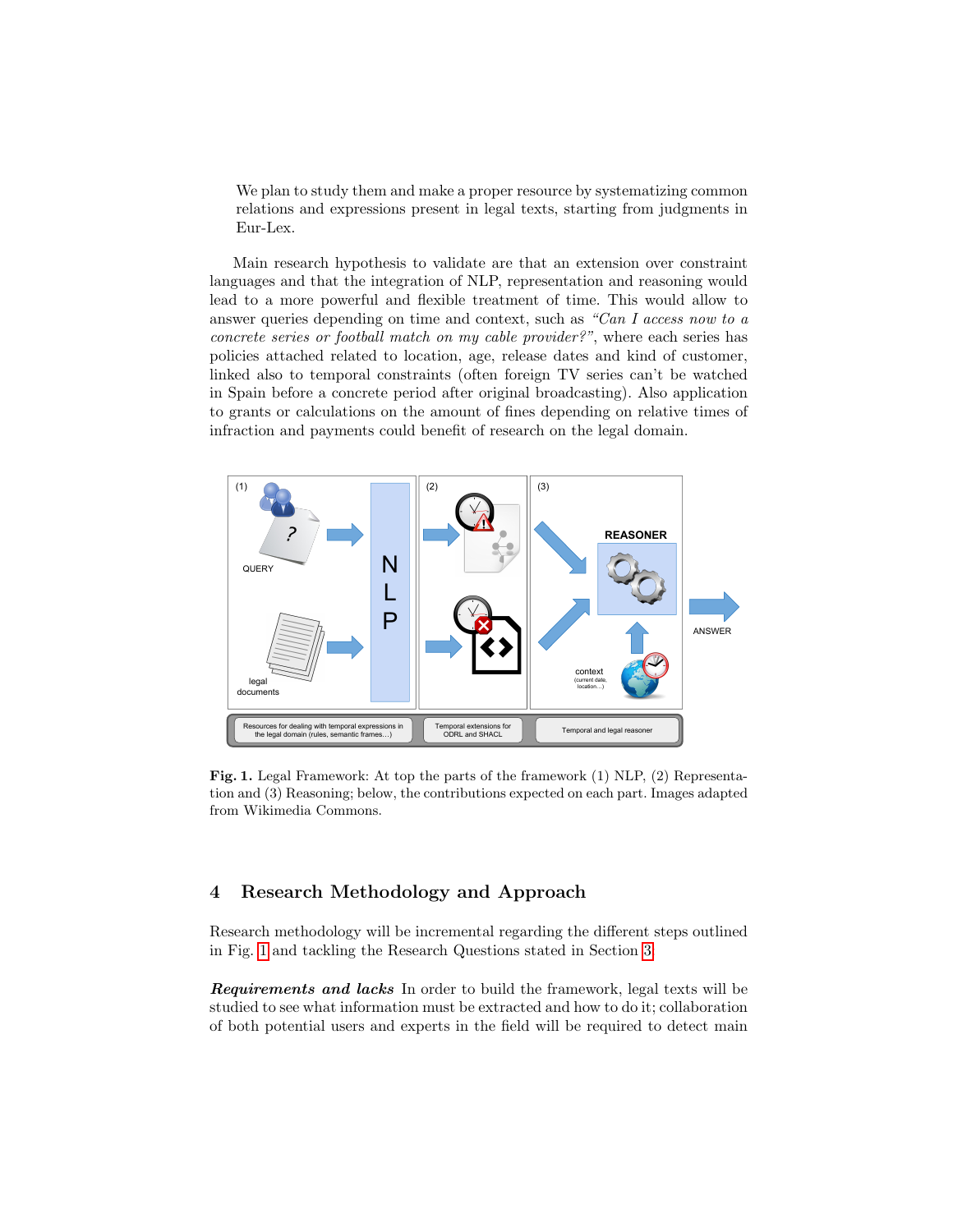We plan to study them and make a proper resource by systematizing common relations and expressions present in legal texts, starting from judgments in Eur-Lex.

Main research hypothesis to validate are that an extension over constraint languages and that the integration of NLP, representation and reasoning would lead to a more powerful and flexible treatment of time. This would allow to answer queries depending on time and context, such as *"Can I access now to a concrete series or football match on my cable provider?"*, where each series has policies attached related to location, age, release dates and kind of customer, linked also to temporal constraints (often foreign TV series can't be watched in Spain before a concrete period after original broadcasting). Also application to grants or calculations on the amount of fines depending on relative times of infraction and payments could benefit of research on the legal domain.

**Fig. 1.** Legal Framework: At top the parts of the framework (1) NLP, (2) Representation and (3) Reasoning; below, the contributions expected on each part. Images adapted from Wikimedia Commons.

## 4 Research Methodology and Approach

Research methodology will be incremental regarding the different steps outlined in Fig. 1 and tackling the Research Questions stated in Section 3.

***Requirements and lacks*** In order to build the framework, legal texts will be studied to see what information must be extracted and how to do it; collaboration of both potential users and experts in the field will be required to detect main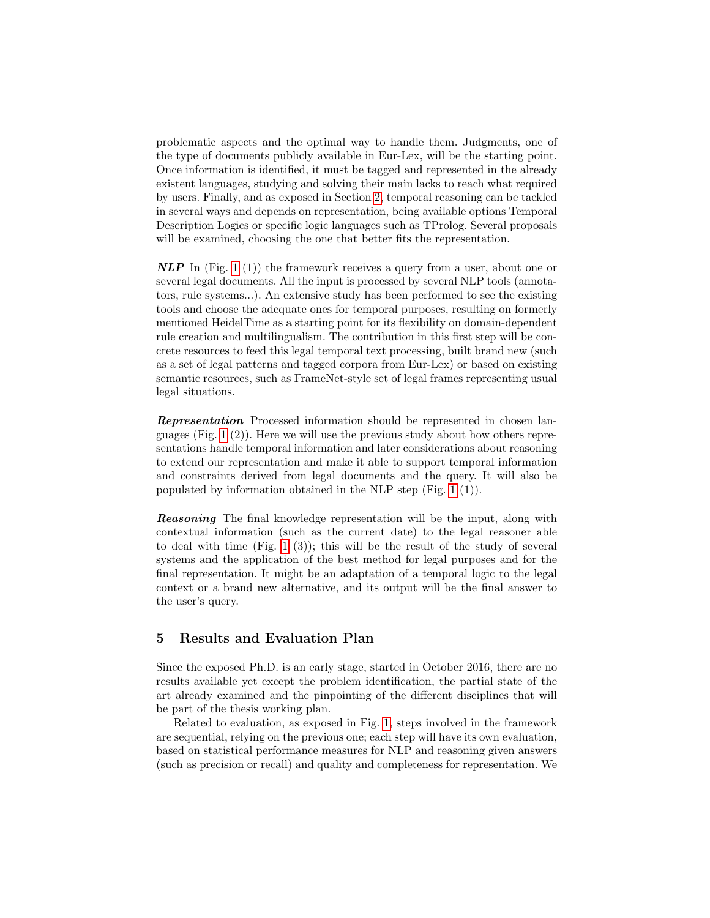problematic aspects and the optimal way to handle them. Judgments, one of the type of documents publicly available in Eur-Lex, will be the starting point. Once information is identified, it must be tagged and represented in the already existent languages, studying and solving their main lacks to reach what required by users. Finally, and as exposed in Section 2, temporal reasoning can be tackled in several ways and depends on representation, being available options Temporal Description Logics or specific logic languages such as TProlog. Several proposals will be examined, choosing the one that better fits the representation.

***NLP*** In (Fig. 1 (1)) the framework receives a query from a user, about one or several legal documents. All the input is processed by several NLP tools (annotators, rule systems...). An extensive study has been performed to see the existing tools and choose the adequate ones for temporal purposes, resulting on formerly mentioned HeidelTime as a starting point for its flexibility on domain-dependent rule creation and multilingualism. The contribution in this first step will be concrete resources to feed this legal temporal text processing, built brand new (such as a set of legal patterns and tagged corpora from Eur-Lex) or based on existing semantic resources, such as FrameNet-style set of legal frames representing usual legal situations.

***Representation*** Processed information should be represented in chosen languages (Fig. 1 (2)). Here we will use the previous study about how others representations handle temporal information and later considerations about reasoning to extend our representation and make it able to support temporal information and constraints derived from legal documents and the query. It will also be populated by information obtained in the NLP step (Fig. 1 (1)).

***Reasoning*** The final knowledge representation will be the input, along with contextual information (such as the current date) to the legal reasoner able to deal with time (Fig. 1 (3)); this will be the result of the study of several systems and the application of the best method for legal purposes and for the final representation. It might be an adaptation of a temporal logic to the legal context or a brand new alternative, and its output will be the final answer to the user's query.

## 5 Results and Evaluation Plan

Since the exposed Ph.D. is an early stage, started in October 2016, there are no results available yet except the problem identification, the partial state of the art already examined and the pinpointing of the different disciplines that will be part of the thesis working plan.

Related to evaluation, as exposed in Fig. 1, steps involved in the framework are sequential, relying on the previous one; each step will have its own evaluation, based on statistical performance measures for NLP and reasoning given answers (such as precision or recall) and quality and completeness for representation. We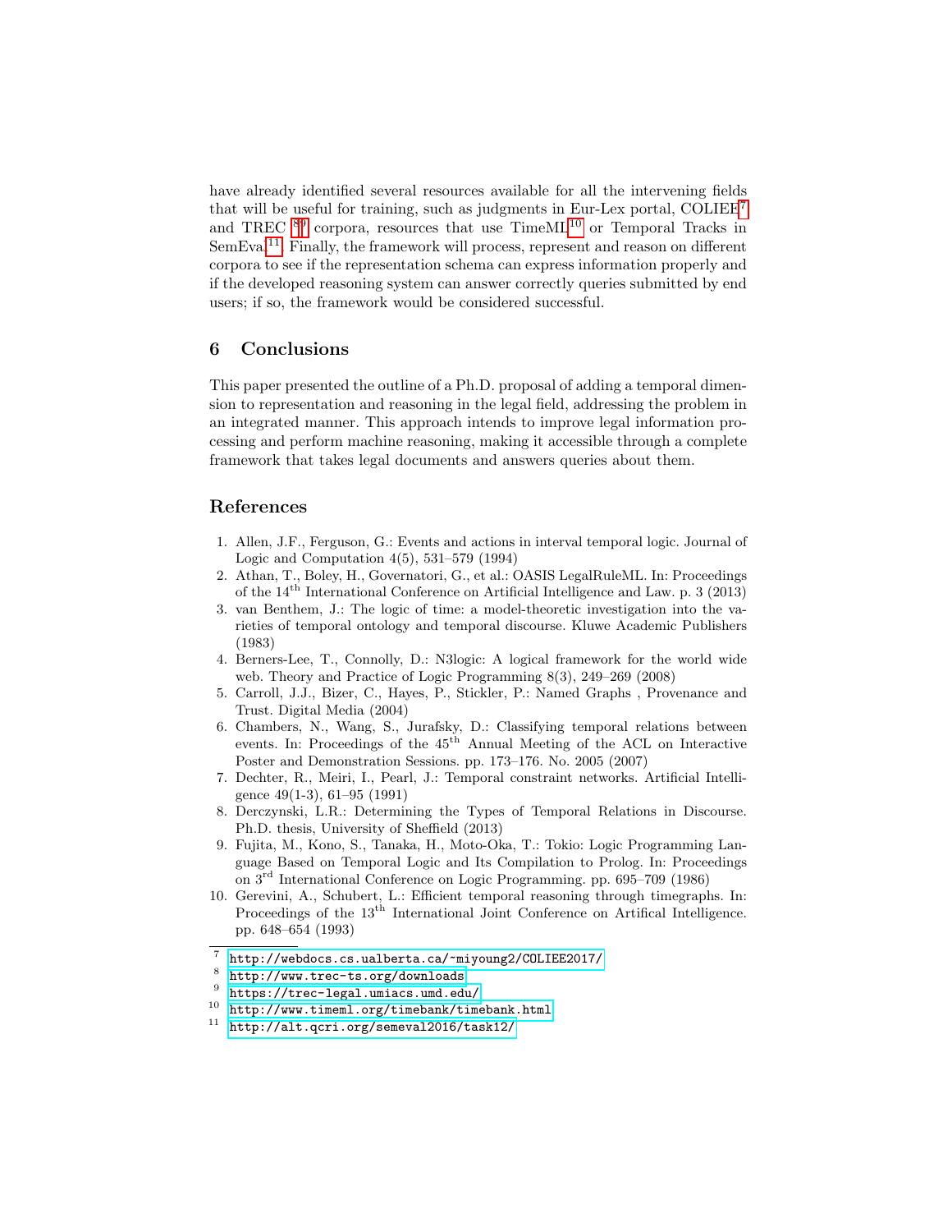have already identified several resources available for all the intervening fields that will be useful for training, such as judgments in Eur-Lex portal, COLIEE[7] and TREC [8][9] corpora, resources that use TimeML[10] or Temporal Tracks in SemEval[11]. Finally, the framework will process, represent and reason on different corpora to see if the representation schema can express information properly and if the developed reasoning system can answer correctly queries submitted by end users; if so, the framework would be considered successful.

## 6 Conclusions

This paper presented the outline of a Ph.D. proposal of adding a temporal dimension to representation and reasoning in the legal field, addressing the problem in an integrated manner. This approach intends to improve legal information processing and perform machine reasoning, making it accessible through a complete framework that takes legal documents and answers queries about them.

## References

1. Allen, J.F., Ferguson, G.: Events and actions in interval temporal logic. Journal of Logic and Computation 4(5), 531–579 (1994)
2. Athan, T., Boley, H., Governatori, G., et al.: OASIS LegalRuleML. In: Proceedings of the 14th International Conference on Artificial Intelligence and Law. p. 3 (2013)
3. van Benthem, J.: The logic of time: a model-theoretic investigation into the varieties of temporal ontology and temporal discourse. Kluwe Academic Publishers (1983)
4. Berners-Lee, T., Connolly, D.: N3logic: A logical framework for the world wide web. Theory and Practice of Logic Programming 8(3), 249–269 (2008)
5. Carroll, J.J., Bizer, C., Hayes, P., Stickler, P.: Named Graphs , Provenance and Trust. Digital Media (2004)
6. Chambers, N., Wang, S., Jurafsky, D.: Classifying temporal relations between events. In: Proceedings of the 45th Annual Meeting of the ACL on Interactive Poster and Demonstration Sessions. pp. 173–176. No. 2005 (2007)
7. Dechter, R., Meiri, I., Pearl, J.: Temporal constraint networks. Artificial Intelligence 49(1-3), 61–95 (1991)
8. Derczynski, L.R.: Determining the Types of Temporal Relations in Discourse. Ph.D. thesis, University of Sheffield (2013)
9. Fujita, M., Kono, S., Tanaka, H., Moto-Oka, T.: Tokio: Logic Programming Language Based on Temporal Logic and Its Compilation to Prolog. In: Proceedings on 3rd International Conference on Logic Programming. pp. 695–709 (1986)
10. Gerevini, A., Schubert, L.: Efficient temporal reasoning through timegraphs. In: Proceedings of the 13th International Joint Conference on Artifical Intelligence. pp. 648–654 (1993)

---

[7] http://webdocs.cs.ualberta.ca/~miyoung2/COLIEE2017/
[8] http://www.trec-ts.org/downloads
[9] https://trec-legal.umiacs.umd.edu/
[10] http://www.timeml.org/timebank/timebank.html
[11] http://alt.qcri.org/semeval2016/task12/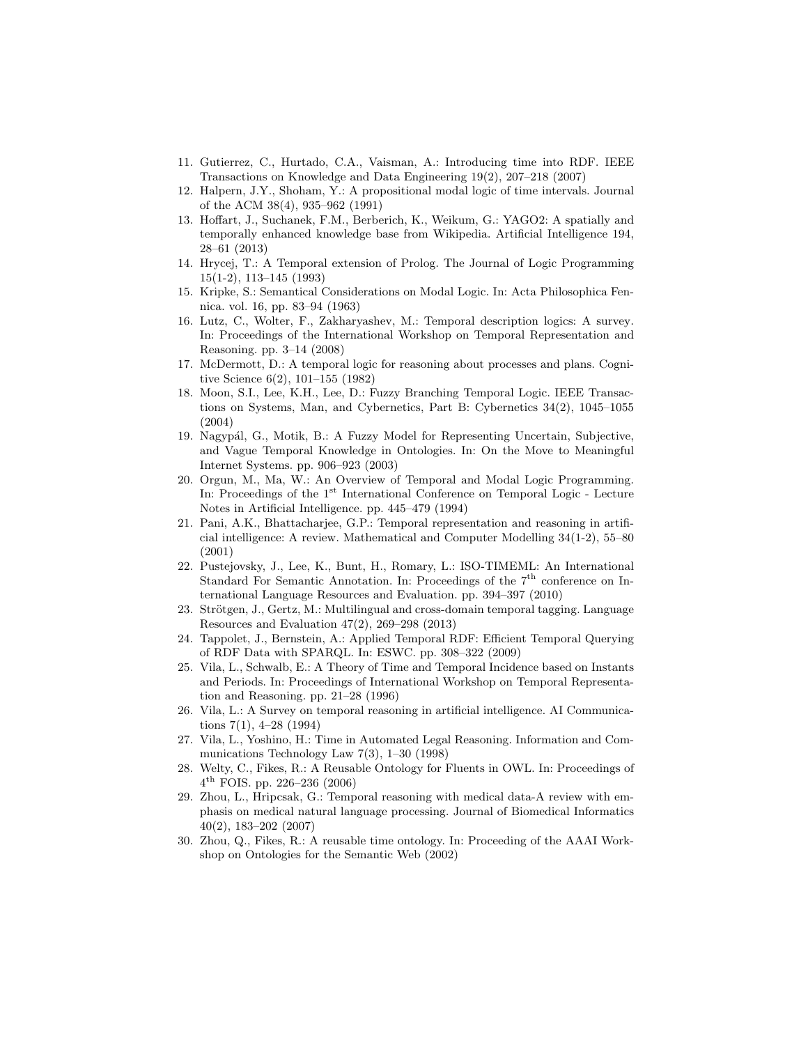11. Gutierrez, C., Hurtado, C.A., Vaisman, A.: Introducing time into RDF. IEEE Transactions on Knowledge and Data Engineering 19(2), 207–218 (2007)
12. Halpern, J.Y., Shoham, Y.: A propositional modal logic of time intervals. Journal of the ACM 38(4), 935–962 (1991)
13. Hoffart, J., Suchanek, F.M., Berberich, K., Weikum, G.: YAGO2: A spatially and temporally enhanced knowledge base from Wikipedia. Artificial Intelligence 194, 28–61 (2013)
14. Hrycej, T.: A Temporal extension of Prolog. The Journal of Logic Programming 15(1-2), 113–145 (1993)
15. Kripke, S.: Semantical Considerations on Modal Logic. In: Acta Philosophica Fennica. vol. 16, pp. 83–94 (1963)
16. Lutz, C., Wolter, F., Zakharyaschev, M.: Temporal description logics: A survey. In: Proceedings of the International Workshop on Temporal Representation and Reasoning. pp. 3–14 (2008)
17. McDermott, D.: A temporal logic for reasoning about processes and plans. Cognitive Science 6(2), 101–155 (1982)
18. Moon, S.I., Lee, K.H., Lee, D.: Fuzzy Branching Temporal Logic. IEEE Transactions on Systems, Man, and Cybernetics, Part B: Cybernetics 34(2), 1045–1055 (2004)
19. Nagypál, G., Motik, B.: A Fuzzy Model for Representing Uncertain, Subjective, and Vague Temporal Knowledge in Ontologies. In: On the Move to Meaningful Internet Systems. pp. 906–923 (2003)
20. Orgun, M., Ma, W.: An Overview of Temporal and Modal Logic Programming. In: Proceedings of the 1st International Conference on Temporal Logic - Lecture Notes in Artificial Intelligence. pp. 445–479 (1994)
21. Pani, A.K., Bhattacharjee, G.P.: Temporal representation and reasoning in artificial intelligence: A review. Mathematical and Computer Modelling 34(1-2), 55–80 (2001)
22. Pustejovsky, J., Lee, K., Bunt, H., Romary, L.: ISO-TIMEML: An International Standard For Semantic Annotation. In: Proceedings of the 7th conference on International Language Resources and Evaluation. pp. 394–397 (2010)
23. Strötgen, J., Gertz, M.: Multilingual and cross-domain temporal tagging. Language Resources and Evaluation 47(2), 269–298 (2013)
24. Tappolet, J., Bernstein, A.: Applied Temporal RDF: Efficient Temporal Querying of RDF Data with SPARQL. In: ESWC. pp. 308–322 (2009)
25. Vila, L., Schwalb, E.: A Theory of Time and Temporal Incidence based on Instants and Periods. In: Proceedings of International Workshop on Temporal Representation and Reasoning. pp. 21–28 (1996)
26. Vila, L.: A Survey on temporal reasoning in artificial intelligence. AI Communications 7(1), 4–28 (1994)
27. Vila, L., Yoshino, H.: Time in Automated Legal Reasoning. Information and Communications Technology Law 7(3), 1–30 (1998)
28. Welty, C., Fikes, R.: A Reusable Ontology for Fluents in OWL. In: Proceedings of 4th FOIS. pp. 226–236 (2006)
29. Zhou, L., Hripcsak, G.: Temporal reasoning with medical data-A review with emphasis on medical natural language processing. Journal of Biomedical Informatics 40(2), 183–202 (2007)
30. Zhou, Q., Fikes, R.: A reusable time ontology. In: Proceeding of the AAAI Workshop on Ontologies for the Semantic Web (2002)